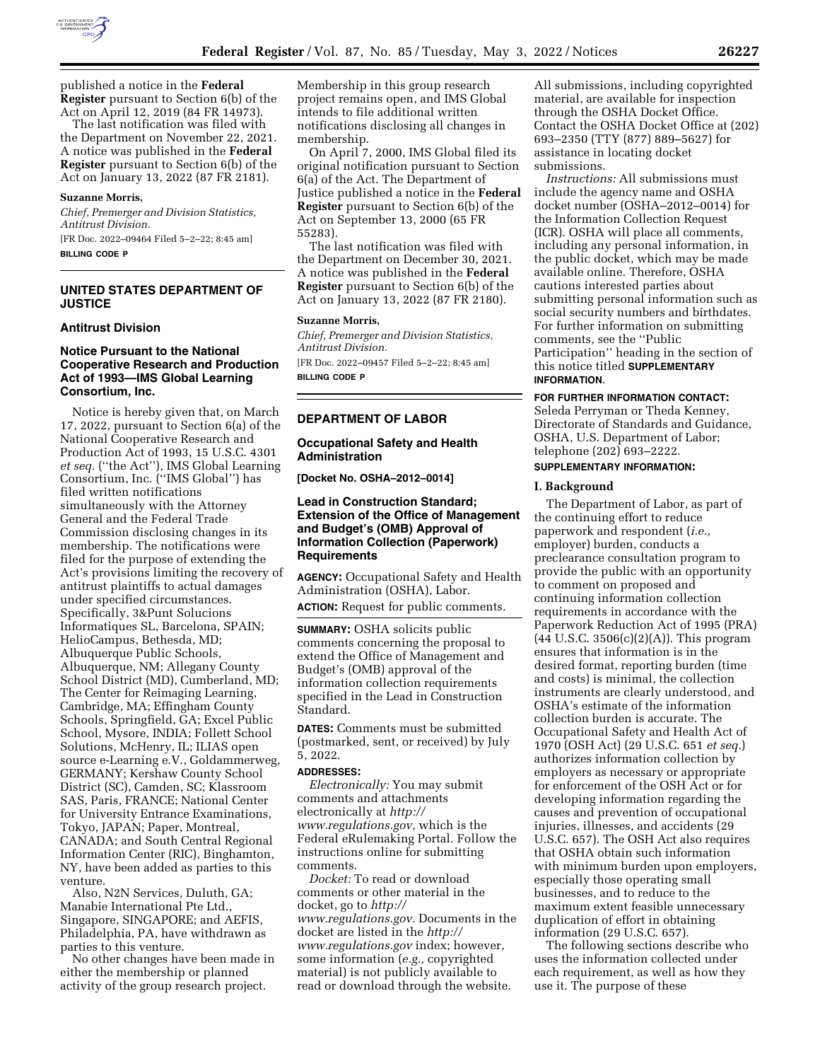published a notice in the **Federal Register** pursuant to Section 6(b) of the Act on April 12, 2019 (84 FR 14973).

The last notification was filed with the Department on November 22, 2021. A notice was published in the **Federal Register** pursuant to Section 6(b) of the Act on January 13, 2022 (87 FR 2181).

**Suzanne Morris,**

*Chief, Premerger and Division Statistics, Antitrust Division.*

[FR Doc. 2022–09464 Filed 5–2–22; 8:45 am]

**BILLING CODE P**

## UNITED STATES DEPARTMENT OF JUSTICE

### Antitrust Division

### Notice Pursuant to the National Cooperative Research and Production Act of 1993—IMS Global Learning Consortium, Inc.

Notice is hereby given that, on March 17, 2022, pursuant to Section 6(a) of the National Cooperative Research and Production Act of 1993, 15 U.S.C. 4301 *et seq.* (''the Act''), IMS Global Learning Consortium, Inc. (''IMS Global'') has filed written notifications simultaneously with the Attorney General and the Federal Trade Commission disclosing changes in its membership. The notifications were filed for the purpose of extending the Act's provisions limiting the recovery of antitrust plaintiffs to actual damages under specified circumstances. Specifically, 3&Punt Solucions Informatiques SL, Barcelona, SPAIN; HelioCampus, Bethesda, MD; Albuquerque Public Schools, Albuquerque, NM; Allegany County School District (MD), Cumberland, MD; The Center for Reimaging Learning, Cambridge, MA; Effingham County Schools, Springfield, GA; Excel Public School, Mysore, INDIA; Follett School Solutions, McHenry, IL; ILIAS open source e-Learning e.V., Goldammerweg, GERMANY; Kershaw County School District (SC), Camden, SC; Klassroom SAS, Paris, FRANCE; National Center for University Entrance Examinations, Tokyo, JAPAN; Paper, Montreal, CANADA; and South Central Regional Information Center (RIC), Binghamton, NY, have been added as parties to this venture.

Also, N2N Services, Duluth, GA; Manabie International Pte Ltd., Singapore, SINGAPORE; and AEFIS, Philadelphia, PA, have withdrawn as parties to this venture.

No other changes have been made in either the membership or planned activity of the group research project. Membership in this group research project remains open, and IMS Global intends to file additional written notifications disclosing all changes in membership.

On April 7, 2000, IMS Global filed its original notification pursuant to Section 6(a) of the Act. The Department of Justice published a notice in the **Federal Register** pursuant to Section 6(b) of the Act on September 13, 2000 (65 FR 55283).

The last notification was filed with the Department on December 30, 2021. A notice was published in the **Federal Register** pursuant to Section 6(b) of the Act on January 13, 2022 (87 FR 2180).

**Suzanne Morris,**

*Chief, Premerger and Division Statistics, Antitrust Division.*

[FR Doc. 2022–09457 Filed 5–2–22; 8:45 am]

**BILLING CODE P**

## DEPARTMENT OF LABOR

### Occupational Safety and Health Administration

**[Docket No. OSHA–2012–0014]**

### Lead in Construction Standard; Extension of the Office of Management and Budget's (OMB) Approval of Information Collection (Paperwork) Requirements

**AGENCY:** Occupational Safety and Health Administration (OSHA), Labor.

**ACTION:** Request for public comments.

**SUMMARY:** OSHA solicits public comments concerning the proposal to extend the Office of Management and Budget's (OMB) approval of the information collection requirements specified in the Lead in Construction Standard.

**DATES:** Comments must be submitted (postmarked, sent, or received) by July 5, 2022.

**ADDRESSES:**

*Electronically:* You may submit comments and attachments electronically at *http://www.regulations.gov,* which is the Federal eRulemaking Portal. Follow the instructions online for submitting comments.

*Docket:* To read or download comments or other material in the docket, go to *http://www.regulations.gov.* Documents in the docket are listed in the *http://www.regulations.gov* index; however, some information (*e.g.,* copyrighted material) is not publicly available to read or download through the website. All submissions, including copyrighted material, are available for inspection through the OSHA Docket Office. Contact the OSHA Docket Office at (202) 693–2350 (TTY (877) 889–5627) for assistance in locating docket submissions.

*Instructions:* All submissions must include the agency name and OSHA docket number (OSHA–2012–0014) for the Information Collection Request (ICR). OSHA will place all comments, including any personal information, in the public docket, which may be made available online. Therefore, OSHA cautions interested parties about submitting personal information such as social security numbers and birthdates. For further information on submitting comments, see the ''Public Participation'' heading in the section of this notice titled **SUPPLEMENTARY INFORMATION.**

**FOR FURTHER INFORMATION CONTACT:** Seleda Perryman or Theda Kenney, Directorate of Standards and Guidance, OSHA, U.S. Department of Labor; telephone (202) 693–2222.

**SUPPLEMENTARY INFORMATION:**

**I. Background**

The Department of Labor, as part of the continuing effort to reduce paperwork and respondent (*i.e.,* employer) burden, conducts a preclearance consultation program to provide the public with an opportunity to comment on proposed and continuing information collection requirements in accordance with the Paperwork Reduction Act of 1995 (PRA) (44 U.S.C. 3506(c)(2)(A)). This program ensures that information is in the desired format, reporting burden (time and costs) is minimal, the collection instruments are clearly understood, and OSHA's estimate of the information collection burden is accurate. The Occupational Safety and Health Act of 1970 (OSH Act) (29 U.S.C. 651 *et seq.*) authorizes information collection by employers as necessary or appropriate for enforcement of the OSH Act or for developing information regarding the causes and prevention of occupational injuries, illnesses, and accidents (29 U.S.C. 657). The OSH Act also requires that OSHA obtain such information with minimum burden upon employers, especially those operating small businesses, and to reduce to the maximum extent feasible unnecessary duplication of effort in obtaining information (29 U.S.C. 657).

The following sections describe who uses the information collected under each requirement, as well as how they use it. The purpose of these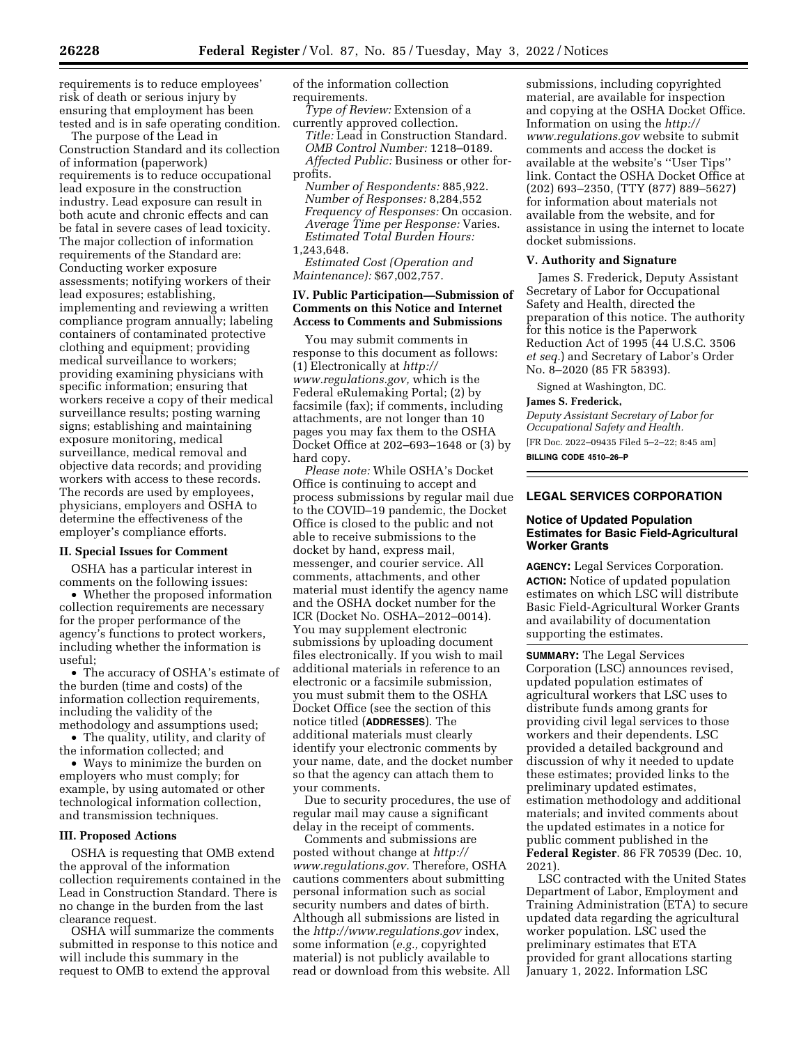requirements is to reduce employees' risk of death or serious injury by ensuring that employment has been tested and is in safe operating condition.

The purpose of the Lead in Construction Standard and its collection of information (paperwork) requirements is to reduce occupational lead exposure in the construction industry. Lead exposure can result in both acute and chronic effects and can be fatal in severe cases of lead toxicity. The major collection of information requirements of the Standard are: Conducting worker exposure assessments; notifying workers of their lead exposures; establishing, implementing and reviewing a written compliance program annually; labeling containers of contaminated protective clothing and equipment; providing medical surveillance to workers; providing examining physicians with specific information; ensuring that workers receive a copy of their medical surveillance results; posting warning signs; establishing and maintaining exposure monitoring, medical surveillance, medical removal and objective data records; and providing workers with access to these records. The records are used by employees, physicians, employers and OSHA to determine the effectiveness of the employer's compliance efforts.

## II. Special Issues for Comment

OSHA has a particular interest in comments on the following issues:

- Whether the proposed information collection requirements are necessary for the proper performance of the agency's functions to protect workers, including whether the information is useful;
- The accuracy of OSHA's estimate of the burden (time and costs) of the information collection requirements, including the validity of the methodology and assumptions used;
- The quality, utility, and clarity of the information collected; and
- Ways to minimize the burden on employers who must comply; for example, by using automated or other technological information collection, and transmission techniques.

## III. Proposed Actions

OSHA is requesting that OMB extend the approval of the information collection requirements contained in the Lead in Construction Standard. There is no change in the burden from the last clearance request.

OSHA will summarize the comments submitted in response to this notice and will include this summary in the request to OMB to extend the approval of the information collection requirements.

*Type of Review:* Extension of a currently approved collection.

*Title:* Lead in Construction Standard.

*OMB Control Number:* 1218–0189.

*Affected Public:* Business or other for-profits.

*Number of Respondents:* 885,922.

*Number of Responses:* 8,284,552

*Frequency of Responses:* On occasion.

*Average Time per Response:* Varies.

*Estimated Total Burden Hours:* 1,243,648.

*Estimated Cost (Operation and Maintenance):* $67,002,757.

## IV. Public Participation—Submission of Comments on this Notice and Internet Access to Comments and Submissions

You may submit comments in response to this document as follows: (1) Electronically at *http://www.regulations.gov,* which is the Federal eRulemaking Portal; (2) by facsimile (fax); if comments, including attachments, are not longer than 10 pages you may fax them to the OSHA Docket Office at 202–693–1648 or (3) by hard copy.

*Please note:* While OSHA's Docket Office is continuing to accept and process submissions by regular mail due to the COVID–19 pandemic, the Docket Office is closed to the public and not able to receive submissions to the docket by hand, express mail, messenger, and courier service. All comments, attachments, and other material must identify the agency name and the OSHA docket number for the ICR (Docket No. OSHA–2012–0014). You may supplement electronic submissions by uploading document files electronically. If you wish to mail additional materials in reference to an electronic or a facsimile submission, you must submit them to the OSHA Docket Office (see the section of this notice titled (**ADDRESSES**). The additional materials must clearly identify your electronic comments by your name, date, and the docket number so that the agency can attach them to your comments.

Due to security procedures, the use of regular mail may cause a significant delay in the receipt of comments.

Comments and submissions are posted without change at *http://www.regulations.gov.* Therefore, OSHA cautions commenters about submitting personal information such as social security numbers and dates of birth. Although all submissions are listed in the *http://www.regulations.gov* index, some information (*e.g.,* copyrighted material) is not publicly available to read or download from this website. All submissions, including copyrighted material, are available for inspection and copying at the OSHA Docket Office. Information on using the *http://www.regulations.gov* website to submit comments and access the docket is available at the website's ''User Tips'' link. Contact the OSHA Docket Office at (202) 693–2350, (TTY (877) 889–5627) for information about materials not available from the website, and for assistance in using the internet to locate docket submissions.

## V. Authority and Signature

James S. Frederick, Deputy Assistant Secretary of Labor for Occupational Safety and Health, directed the preparation of this notice. The authority for this notice is the Paperwork Reduction Act of 1995 (44 U.S.C. 3506 *et seq.*) and Secretary of Labor's Order No. 8–2020 (85 FR 58393).

Signed at Washington, DC.

**James S. Frederick,**

*Deputy Assistant Secretary of Labor for Occupational Safety and Health.*

[FR Doc. 2022–09435 Filed 5–2–22; 8:45 am]

**BILLING CODE 4510–26–P**

# LEGAL SERVICES CORPORATION

## Notice of Updated Population Estimates for Basic Field-Agricultural Worker Grants

**AGENCY:** Legal Services Corporation.

**ACTION:** Notice of updated population estimates on which LSC will distribute Basic Field-Agricultural Worker Grants and availability of documentation supporting the estimates.

**SUMMARY:** The Legal Services Corporation (LSC) announces revised, updated population estimates of agricultural workers that LSC uses to distribute funds among grants for providing civil legal services to those workers and their dependents. LSC provided a detailed background and discussion of why it needed to update these estimates; provided links to the preliminary updated estimates, estimation methodology and additional materials; and invited comments about the updated estimates in a notice for public comment published in the **Federal Register**. 86 FR 70539 (Dec. 10, 2021).

LSC contracted with the United States Department of Labor, Employment and Training Administration (ETA) to secure updated data regarding the agricultural worker population. LSC used the preliminary estimates that ETA provided for grant allocations starting January 1, 2022. Information LSC